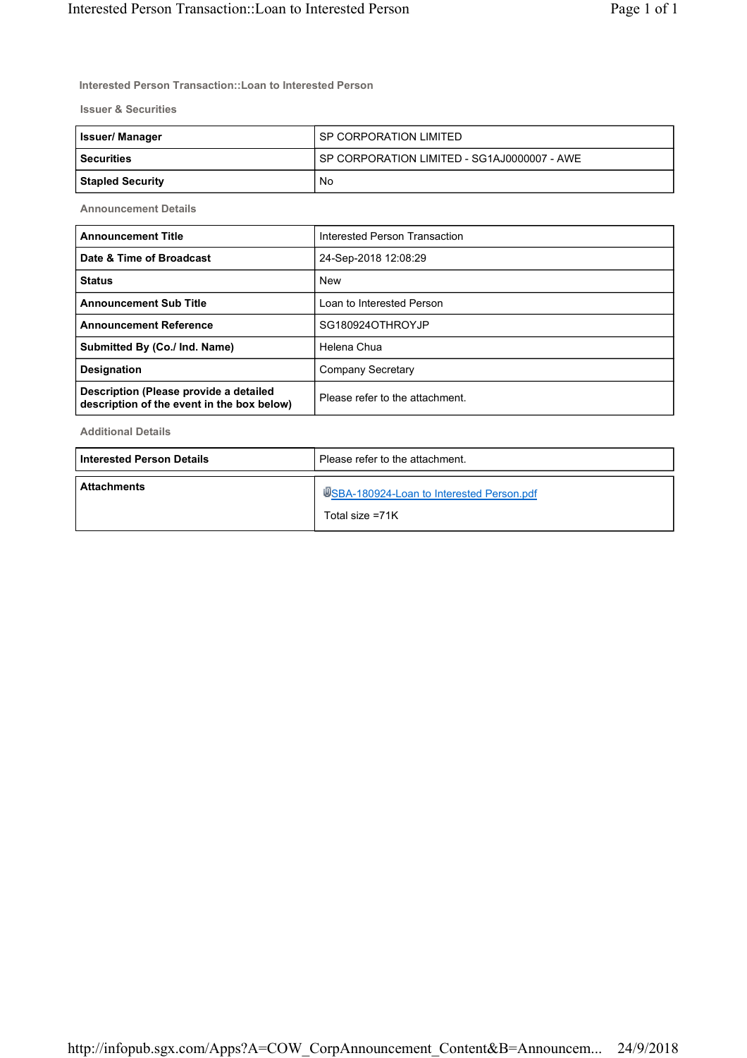## Interested Person Transaction::Loan to Interested Person

### Issuer & Securities

| Issuer/ Manager | SP CORPORATION LIMITED |
|---|---|
| Securities | SP CORPORATION LIMITED - SG1AJ0000007 - AWE |
| Stapled Security | No |

### Announcement Details

| Announcement Title | Interested Person Transaction |
|---|---|
| Date & Time of Broadcast | 24-Sep-2018 12:08:29 |
| Status | New |
| Announcement Sub Title | Loan to Interested Person |
| Announcement Reference | SG180924OTHROYJP |
| Submitted By (Co./ Ind. Name) | Helena Chua |
| Designation | Company Secretary |
| Description (Please provide a detailed description of the event in the box below) | Please refer to the attachment. |

### Additional Details

| Interested Person Details | Please refer to the attachment. |
|---|---|
| Attachments | SBA-180924-Loan to Interested Person.pdf<br>Total size =71K |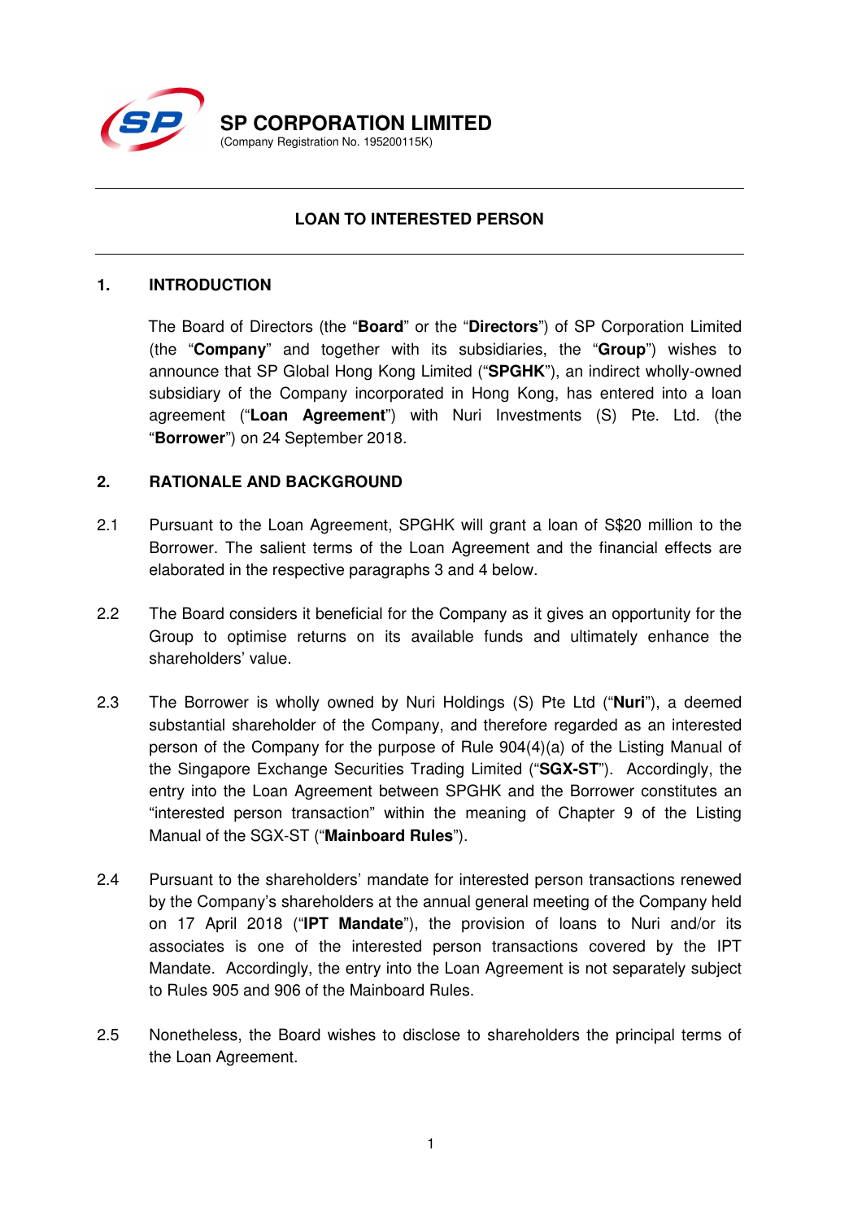# SP CORPORATION LIMITED

(Company Registration No. 195200115K)

---

## LOAN TO INTERESTED PERSON

---

## 1. INTRODUCTION

The Board of Directors (the "**Board**" or the "**Directors**") of SP Corporation Limited (the "**Company**" and together with its subsidiaries, the "**Group**") wishes to announce that SP Global Hong Kong Limited ("**SPGHK**"), an indirect wholly-owned subsidiary of the Company incorporated in Hong Kong, has entered into a loan agreement ("**Loan Agreement**") with Nuri Investments (S) Pte. Ltd. (the "**Borrower**") on 24 September 2018.

## 2. RATIONALE AND BACKGROUND

2.1 Pursuant to the Loan Agreement, SPGHK will grant a loan of S$20 million to the Borrower. The salient terms of the Loan Agreement and the financial effects are elaborated in the respective paragraphs 3 and 4 below.

2.2 The Board considers it beneficial for the Company as it gives an opportunity for the Group to optimise returns on its available funds and ultimately enhance the shareholders' value.

2.3 The Borrower is wholly owned by Nuri Holdings (S) Pte Ltd ("**Nuri**"), a deemed substantial shareholder of the Company, and therefore regarded as an interested person of the Company for the purpose of Rule 904(4)(a) of the Listing Manual of the Singapore Exchange Securities Trading Limited ("**SGX-ST**"). Accordingly, the entry into the Loan Agreement between SPGHK and the Borrower constitutes an "interested person transaction" within the meaning of Chapter 9 of the Listing Manual of the SGX-ST ("**Mainboard Rules**").

2.4 Pursuant to the shareholders' mandate for interested person transactions renewed by the Company's shareholders at the annual general meeting of the Company held on 17 April 2018 ("**IPT Mandate**"), the provision of loans to Nuri and/or its associates is one of the interested person transactions covered by the IPT Mandate. Accordingly, the entry into the Loan Agreement is not separately subject to Rules 905 and 906 of the Mainboard Rules.

2.5 Nonetheless, the Board wishes to disclose to shareholders the principal terms of the Loan Agreement.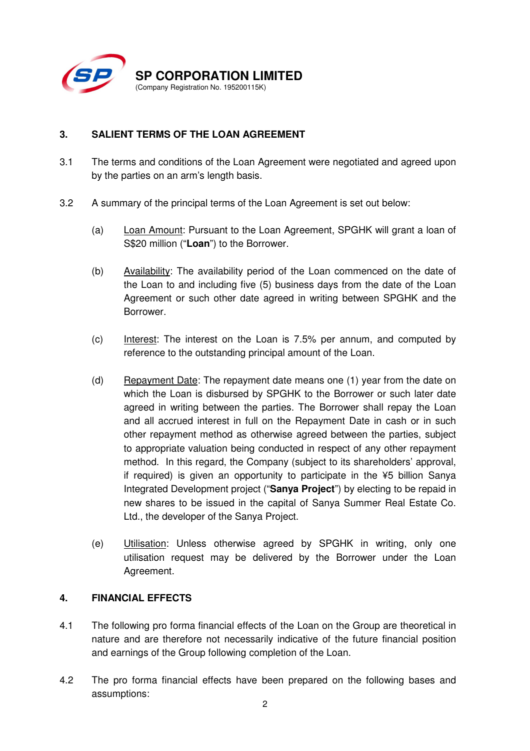## 3. SALIENT TERMS OF THE LOAN AGREEMENT

3.1 The terms and conditions of the Loan Agreement were negotiated and agreed upon by the parties on an arm's length basis.

3.2 A summary of the principal terms of the Loan Agreement is set out below:

(a) Loan Amount: Pursuant to the Loan Agreement, SPGHK will grant a loan of S$20 million ("**Loan**") to the Borrower.

(b) Availability: The availability period of the Loan commenced on the date of the Loan to and including five (5) business days from the date of the Loan Agreement or such other date agreed in writing between SPGHK and the Borrower.

(c) Interest: The interest on the Loan is 7.5% per annum, and computed by reference to the outstanding principal amount of the Loan.

(d) Repayment Date: The repayment date means one (1) year from the date on which the Loan is disbursed by SPGHK to the Borrower or such later date agreed in writing between the parties. The Borrower shall repay the Loan and all accrued interest in full on the Repayment Date in cash or in such other repayment method as otherwise agreed between the parties, subject to appropriate valuation being conducted in respect of any other repayment method. In this regard, the Company (subject to its shareholders' approval, if required) is given an opportunity to participate in the ¥5 billion Sanya Integrated Development project ("**Sanya Project**") by electing to be repaid in new shares to be issued in the capital of Sanya Summer Real Estate Co. Ltd., the developer of the Sanya Project.

(e) Utilisation: Unless otherwise agreed by SPGHK in writing, only one utilisation request may be delivered by the Borrower under the Loan Agreement.

## 4. FINANCIAL EFFECTS

4.1 The following pro forma financial effects of the Loan on the Group are theoretical in nature and are therefore not necessarily indicative of the future financial position and earnings of the Group following completion of the Loan.

4.2 The pro forma financial effects have been prepared on the following bases and assumptions: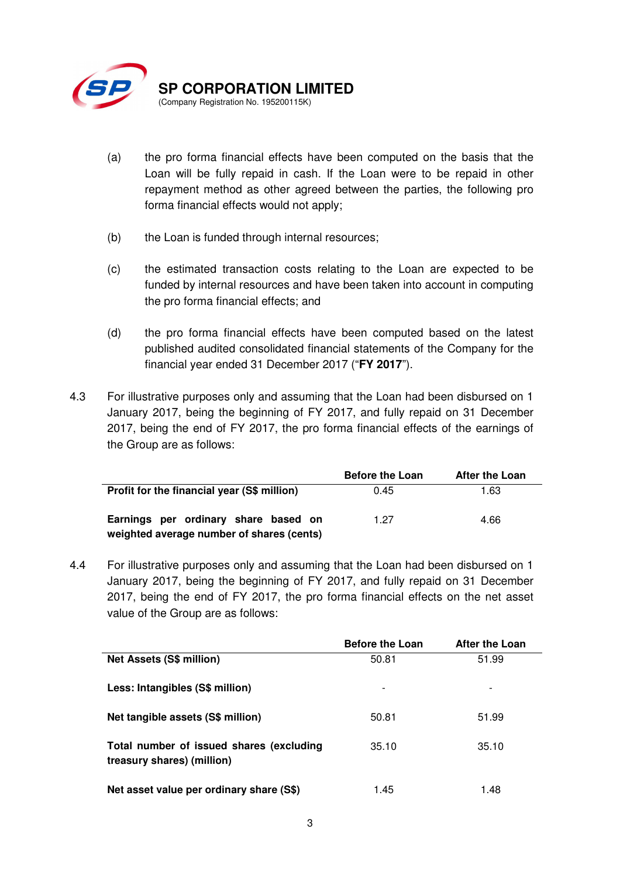(a) the pro forma financial effects have been computed on the basis that the Loan will be fully repaid in cash. If the Loan were to be repaid in other repayment method as other agreed between the parties, the following pro forma financial effects would not apply;

(b) the Loan is funded through internal resources;

(c) the estimated transaction costs relating to the Loan are expected to be funded by internal resources and have been taken into account in computing the pro forma financial effects; and

(d) the pro forma financial effects have been computed based on the latest published audited consolidated financial statements of the Company for the financial year ended 31 December 2017 ("**FY 2017**").

4.3 For illustrative purposes only and assuming that the Loan had been disbursed on 1 January 2017, being the beginning of FY 2017, and fully repaid on 31 December 2017, being the end of FY 2017, the pro forma financial effects of the earnings of the Group are as follows:

| | Before the Loan | After the Loan |
|---|---|---|
| **Profit for the financial year (S$ million)** | 0.45 | 1.63 |
| **Earnings per ordinary share based on weighted average number of shares (cents)** | 1.27 | 4.66 |

4.4 For illustrative purposes only and assuming that the Loan had been disbursed on 1 January 2017, being the beginning of FY 2017, and fully repaid on 31 December 2017, being the end of FY 2017, the pro forma financial effects on the net asset value of the Group are as follows:

| | Before the Loan | After the Loan |
|---|---|---|
| **Net Assets (S$ million)** | 50.81 | 51.99 |
| **Less: Intangibles (S$ million)** | - | - |
| **Net tangible assets (S$ million)** | 50.81 | 51.99 |
| **Total number of issued shares (excluding treasury shares) (million)** | 35.10 | 35.10 |
| **Net asset value per ordinary share (S$)** | 1.45 | 1.48 |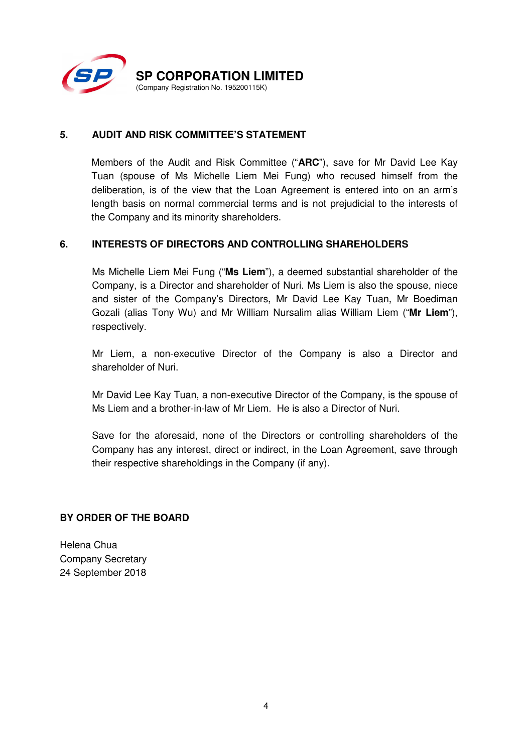**SP CORPORATION LIMITED**
(Company Registration No. 195200115K)

## 5. AUDIT AND RISK COMMITTEE'S STATEMENT

Members of the Audit and Risk Committee ("**ARC**"), save for Mr David Lee Kay Tuan (spouse of Ms Michelle Liem Mei Fung) who recused himself from the deliberation, is of the view that the Loan Agreement is entered into on an arm's length basis on normal commercial terms and is not prejudicial to the interests of the Company and its minority shareholders.

## 6. INTERESTS OF DIRECTORS AND CONTROLLING SHAREHOLDERS

Ms Michelle Liem Mei Fung ("**Ms Liem**"), a deemed substantial shareholder of the Company, is a Director and shareholder of Nuri. Ms Liem is also the spouse, niece and sister of the Company's Directors, Mr David Lee Kay Tuan, Mr Boediman Gozali (alias Tony Wu) and Mr William Nursalim alias William Liem ("**Mr Liem**"), respectively.

Mr Liem, a non-executive Director of the Company is also a Director and shareholder of Nuri.

Mr David Lee Kay Tuan, a non-executive Director of the Company, is the spouse of Ms Liem and a brother-in-law of Mr Liem. He is also a Director of Nuri.

Save for the aforesaid, none of the Directors or controlling shareholders of the Company has any interest, direct or indirect, in the Loan Agreement, save through their respective shareholdings in the Company (if any).

**BY ORDER OF THE BOARD**

Helena Chua
Company Secretary
24 September 2018